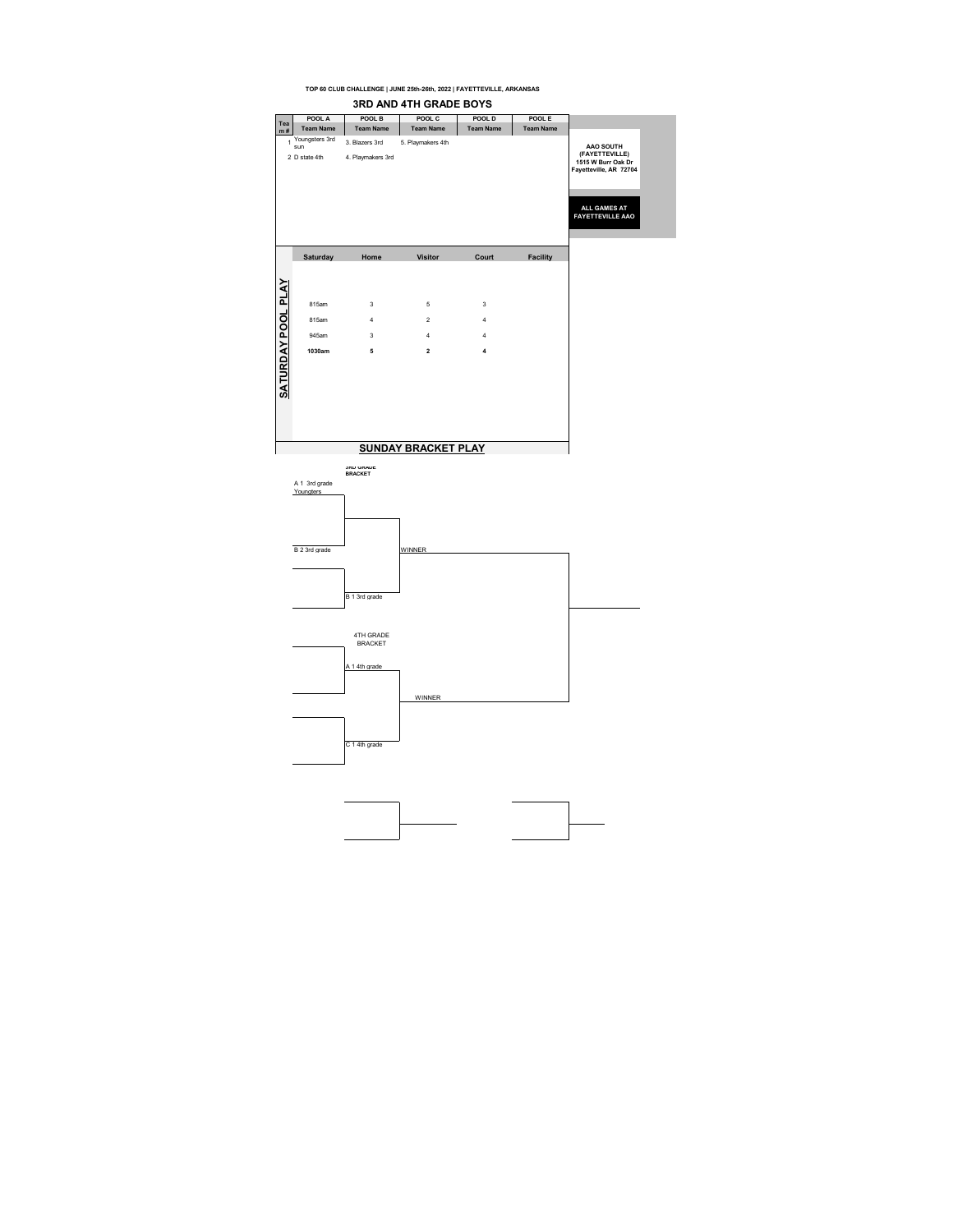TOP 60 CLUB CHALLENGE | JUNE 25th-26th, 2022 | FAYETTEVILLE, ARKANSAS

## 3RD AND 4TH GRADE BOYS

| Team # | POOL A Team Name | POOL B Team Name | POOL C Team Name | POOL D Team Name | POOL E Team Name |
|---|---|---|---|---|---|
| 1 | Youngsters 3rd sun | 3. Blazers 3rd | 5. Playmakers 4th | | |
| 2 | D state 4th | 4. Playmakers 3rd | | | |

**AAO SOUTH (FAYETTEVILLE)**
**1515 W Burr Oak Dr**
**Fayetteville, AR 72704**

**ALL GAMES AT FAYETTEVILLE AAO**

### SATURDAY POOL PLAY

| Saturday | Home | Visitor | Court | Facility |
|---|---|---|---|---|
| 815am | 3 | 5 | 3 | |
| 815am | 4 | 2 | 4 | |
| 945am | 3 | 4 | 4 | |
| **1030am** | **5** | **2** | **4** | |

### SUNDAY BRACKET PLAY

**3RD GRADE BRACKET**

A 1 3rd grade Youngsters

B 2 3rd grade

B 1 3rd grade

WINNER

**4TH GRADE BRACKET**

A 1 4th grade

C 1 4th grade

WINNER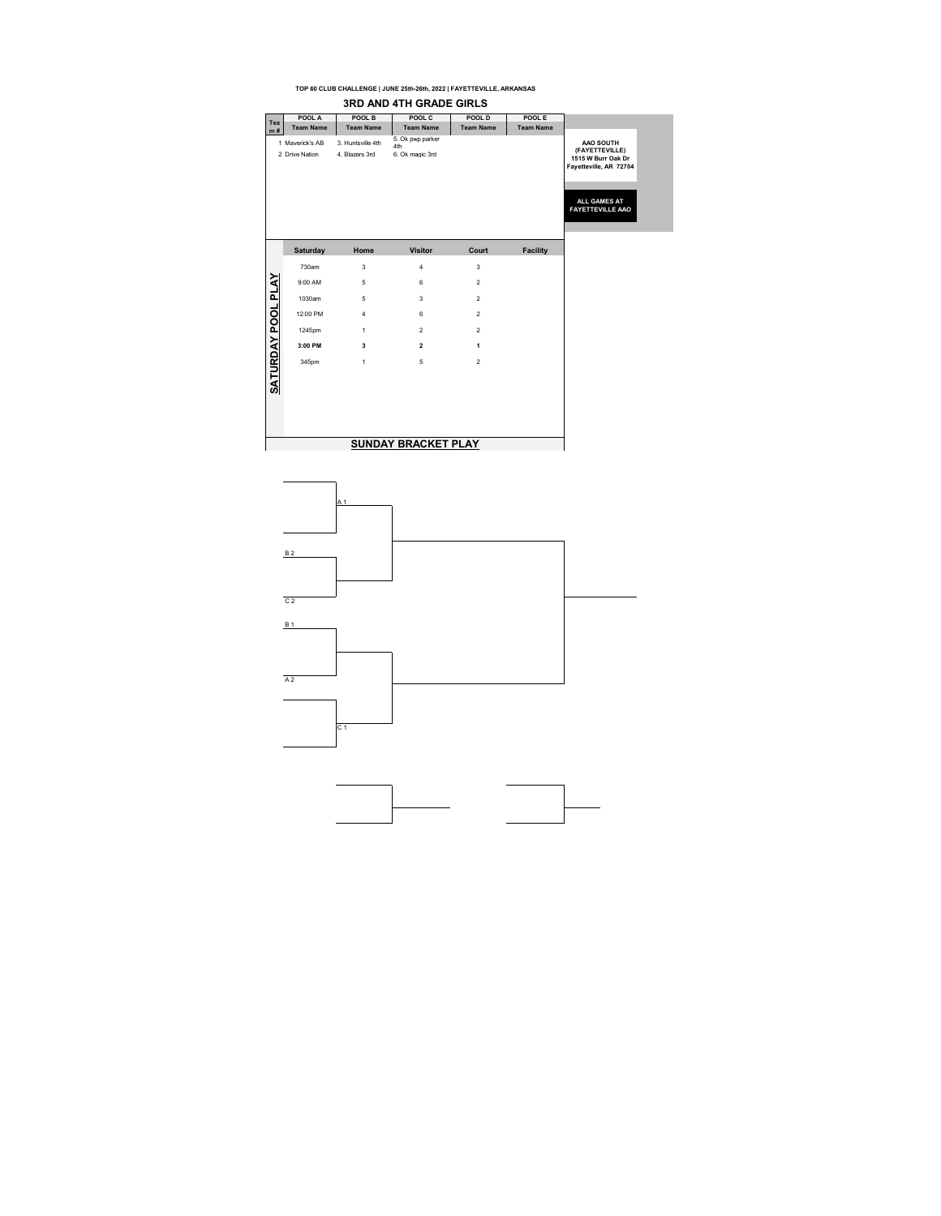TOP 60 CLUB CHALLENGE | JUNE 25th-26th, 2022 | FAYETTEVILLE, ARKANSAS

## 3RD AND 4TH GRADE GIRLS

| Team # | POOL A Team Name | POOL B Team Name | POOL C Team Name | POOL D Team Name | POOL E Team Name |
|---|---|---|---|---|---|
| | 1 Maverick's AB | 3. Huntsville 4th | 5. Ok pwp parker 4th | | |
| | 2 Drive Nation | 4. Blazers 3rd | 6. Ok magic 3rd | | |

**AAO SOUTH (FAYETTEVILLE)**
**1515 W Burr Oak Dr**
**Fayetteville, AR 72704**

**ALL GAMES AT FAYETTEVILLE AAO**

### SATURDAY POOL PLAY

| Saturday | Home | Visitor | Court | Facility |
|---|---|---|---|---|
| 730am | 3 | 4 | 3 | |
| 9:00 AM | 5 | 6 | 2 | |
| 1030am | 5 | 3 | 2 | |
| 12:00 PM | 4 | 6 | 2 | |
| 1245pm | 1 | 2 | 2 | |
| **3:00 PM** | **3** | **2** | **1** | |
| 345pm | 1 | 5 | 2 | |

### SUNDAY BRACKET PLAY

A 1

B 2

C 2

B 1

A 2

C 1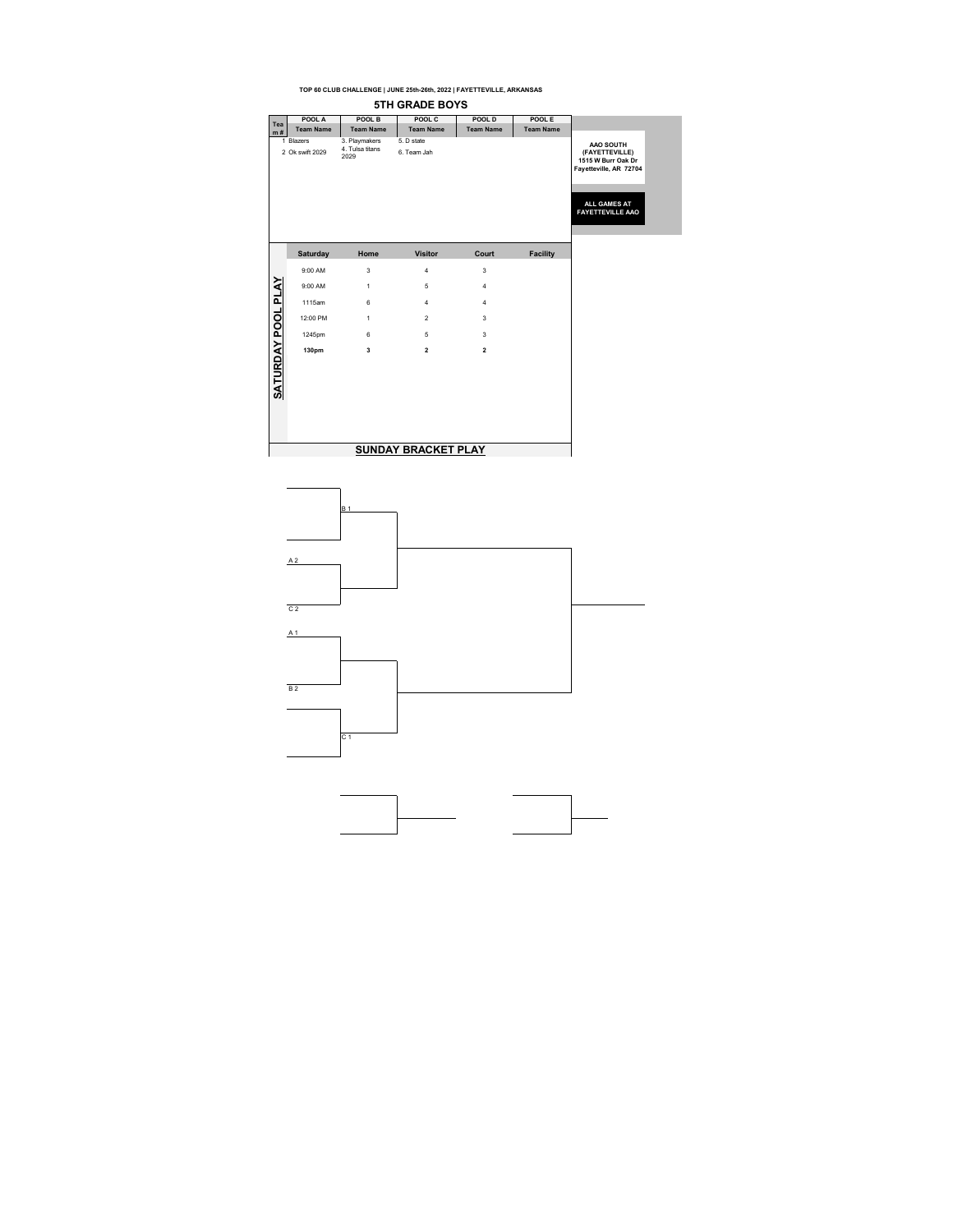TOP 60 CLUB CHALLENGE | JUNE 25th-26th, 2022 | FAYETTEVILLE, ARKANSAS

# 5TH GRADE BOYS

| Team # | POOL A Team Name | POOL B Team Name | POOL C Team Name | POOL D Team Name | POOL E Team Name |
|---|---|---|---|---|---|
| 1 | Blazers | 3. Playmakers | 5. D state | | |
| 2 | Ok swift 2029 | 4. Tulsa titans 2029 | 6. Team Jah | | |

**AAO SOUTH (FAYETTEVILLE)**
**1515 W Burr Oak Dr**
**Fayetteville, AR 72704**

**ALL GAMES AT FAYETTEVILLE AAO**

## SATURDAY POOL PLAY

| Saturday | Home | Visitor | Court | Facility |
|---|---|---|---|---|
| 9:00 AM | 3 | 4 | 3 | |
| 9:00 AM | 1 | 5 | 4 | |
| 1115am | 6 | 4 | 4 | |
| 12:00 PM | 1 | 2 | 3 | |
| 1245pm | 6 | 5 | 3 | |
| **130pm** | **3** | **2** | **2** | |

## SUNDAY BRACKET PLAY

B 1

A 2

C 2

A 1

B 2

C 1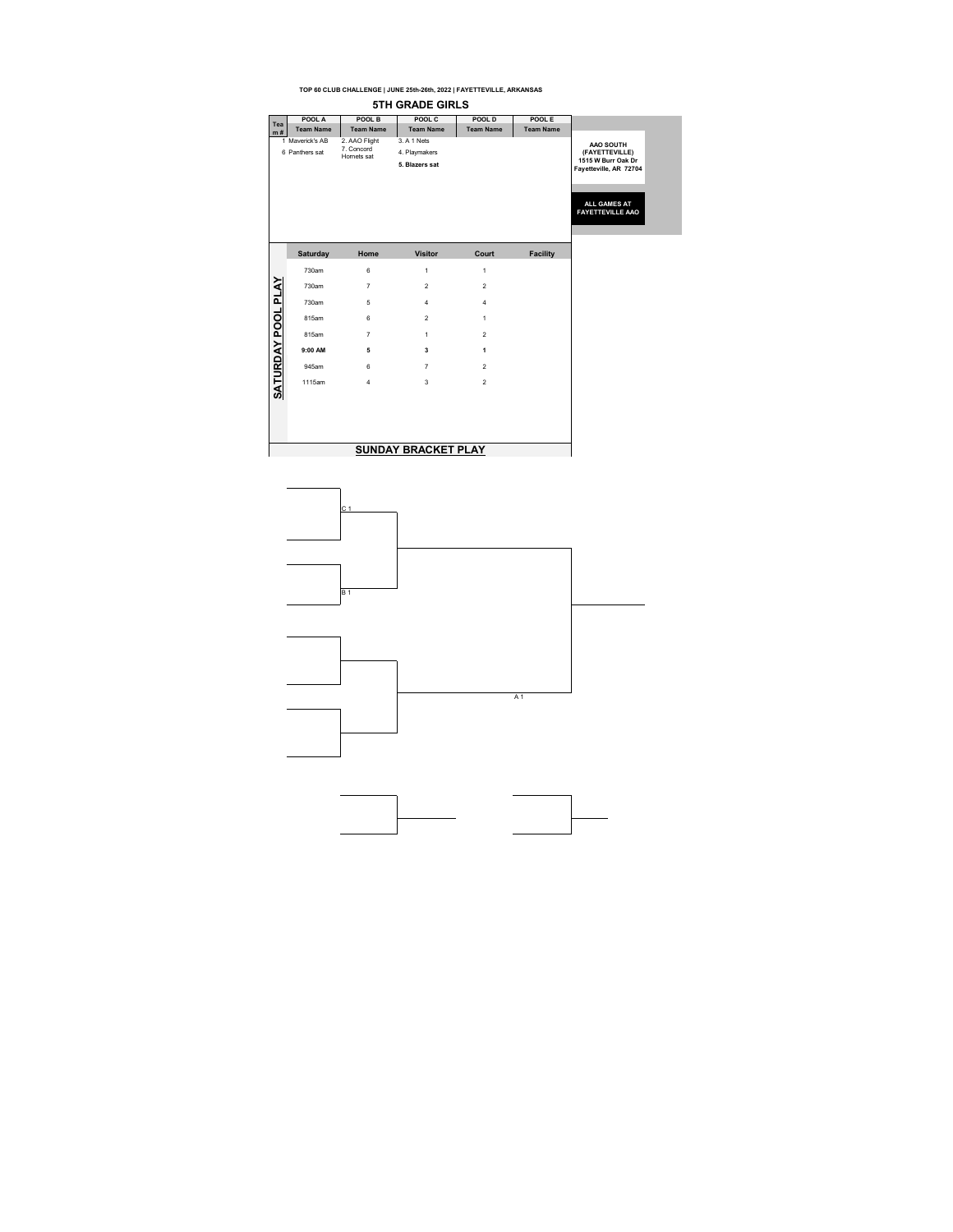**TOP 60 CLUB CHALLENGE | JUNE 25th-26th, 2022 | FAYETTEVILLE, ARKANSAS**

## 5TH GRADE GIRLS

| Team # | POOL A<br>Team Name | POOL B<br>Team Name | POOL C<br>Team Name | POOL D<br>Team Name | POOL E<br>Team Name |
|---|---|---|---|---|---|
| 1 | Maverick's AB | 2. AAO Flight | 3. A 1 Nets | | |
| 6 | Panthers sat | 7. Concord Hornets sat | 4. Playmakers | | |
| | | | **5. Blazers sat** | | |

**AAO SOUTH (FAYETTEVILLE)**
**1515 W Burr Oak Dr**
**Fayetteville, AR 72704**

**ALL GAMES AT FAYETTEVILLE AAO**

### SATURDAY POOL PLAY

| Saturday | Home | Visitor | Court | Facility |
|---|---|---|---|---|
| 730am | 6 | 1 | 1 | |
| 730am | 7 | 2 | 2 | |
| 730am | 5 | 4 | 4 | |
| 815am | 6 | 2 | 1 | |
| 815am | 7 | 1 | 2 | |
| **9:00 AM** | **5** | **3** | **1** | |
| 945am | 6 | 7 | 2 | |
| 1115am | 4 | 3 | 2 | |

### SUNDAY BRACKET PLAY

C 1

B 1

A 1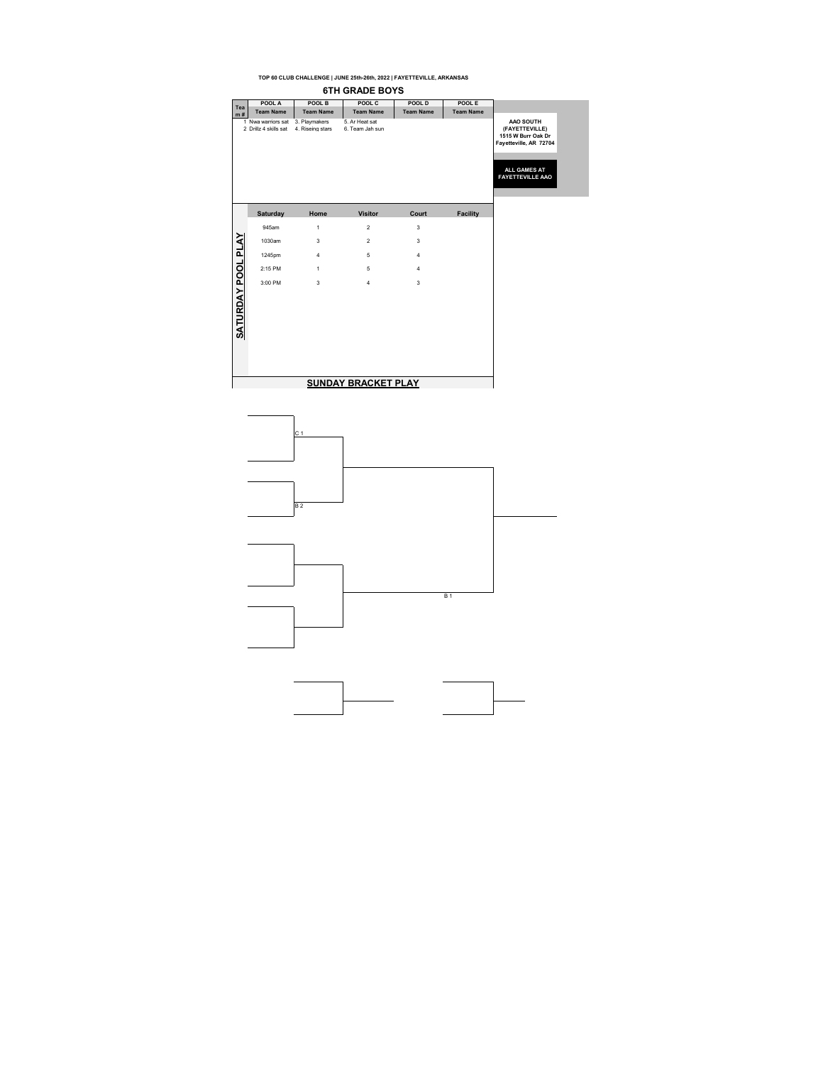**TOP 60 CLUB CHALLENGE | JUNE 25th-26th, 2022 | FAYETTEVILLE, ARKANSAS**

## 6TH GRADE BOYS

| Team # | POOL A Team Name | POOL B Team Name | POOL C Team Name | POOL D Team Name | POOL E Team Name |
|---|---|---|---|---|---|
| | 1 Nwa warriors sat | 3. Playmakers | 5. Ar Heat sat | | |
| | 2 Drillz 4 skills sat | 4. Riseing stars | 6. Team Jah sun | | |

**AAO SOUTH (FAYETTEVILLE)**
**1515 W Burr Oak Dr**
**Fayetteville, AR 72704**

**ALL GAMES AT FAYETTEVILLE AAO**

### SATURDAY POOL PLAY

| Saturday | Home | Visitor | Court | Facility |
|---|---|---|---|---|
| 945am | 1 | 2 | 3 | |
| 1030am | 3 | 2 | 3 | |
| 1245pm | 4 | 5 | 4 | |
| 2:15 PM | 1 | 5 | 4 | |
| 3:00 PM | 3 | 4 | 3 | |

### SUNDAY BRACKET PLAY

C 1

B 2

B 1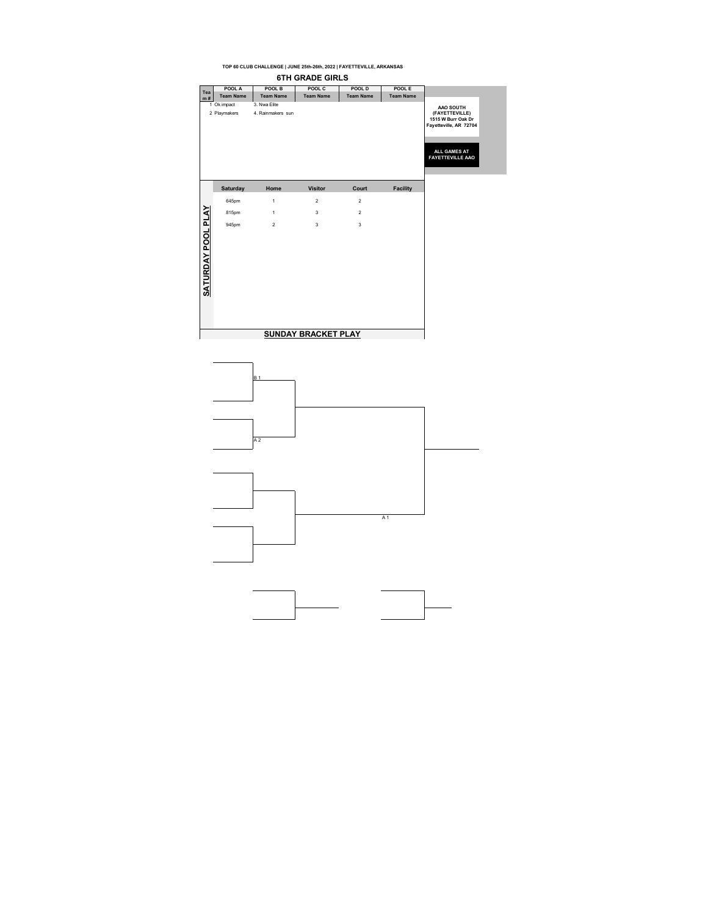TOP 60 CLUB CHALLENGE | JUNE 25th-26th, 2022 | FAYETTEVILLE, ARKANSAS

## 6TH GRADE GIRLS

| Team # | POOL A Team Name | POOL B Team Name | POOL C Team Name | POOL D Team Name | POOL E Team Name |
|---|---|---|---|---|---|
| | 1 Ok impact | 3. Nwa Elite | | | |
| | 2 Playmakers | 4. Rainmakers sun | | | |

**AAO SOUTH (FAYETTEVILLE)**
**1515 W Burr Oak Dr**
**Fayetteville, AR 72704**

**ALL GAMES AT FAYETTEVILLE AAO**

### SATURDAY POOL PLAY

| Saturday | Home | Visitor | Court | Facility |
|---|---|---|---|---|
| 645pm | 1 | 2 | 2 | |
| 815pm | 1 | 3 | 2 | |
| 945pm | 2 | 3 | 3 | |

### SUNDAY BRACKET PLAY

B 1

A 2

A 1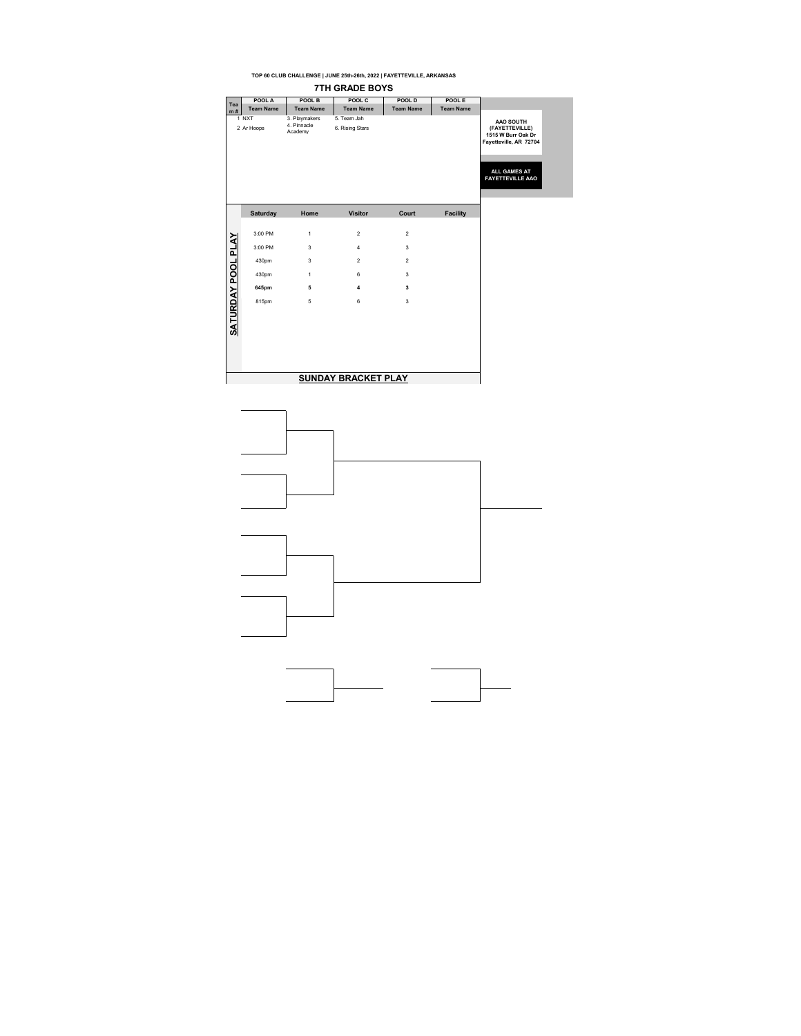TOP 60 CLUB CHALLENGE | JUNE 25th-26th, 2022 | FAYETTEVILLE, ARKANSAS

## 7TH GRADE BOYS

| Team # | POOL A Team Name | POOL B Team Name | POOL C Team Name | POOL D Team Name | POOL E Team Name |
|---|---|---|---|---|---|
| 1 | NXT | 3. Playmakers | 5. Team Jah | | |
| 2 | Ar Hoops | 4. Pinnacle Academy | 6. Rising Stars | | |

**AAO SOUTH (FAYETTEVILLE)**
**1515 W Burr Oak Dr**
**Fayetteville, AR 72704**

**ALL GAMES AT FAYETTEVILLE AAO**

### SATURDAY POOL PLAY

| Saturday | Home | Visitor | Court | Facility |
|---|---|---|---|---|
| 3:00 PM | 1 | 2 | 2 | |
| 3:00 PM | 3 | 4 | 3 | |
| 430pm | 3 | 2 | 2 | |
| 430pm | 1 | 6 | 3 | |
| **645pm** | **5** | **4** | **3** | |
| 815pm | 5 | 6 | 3 | |

### SUNDAY BRACKET PLAY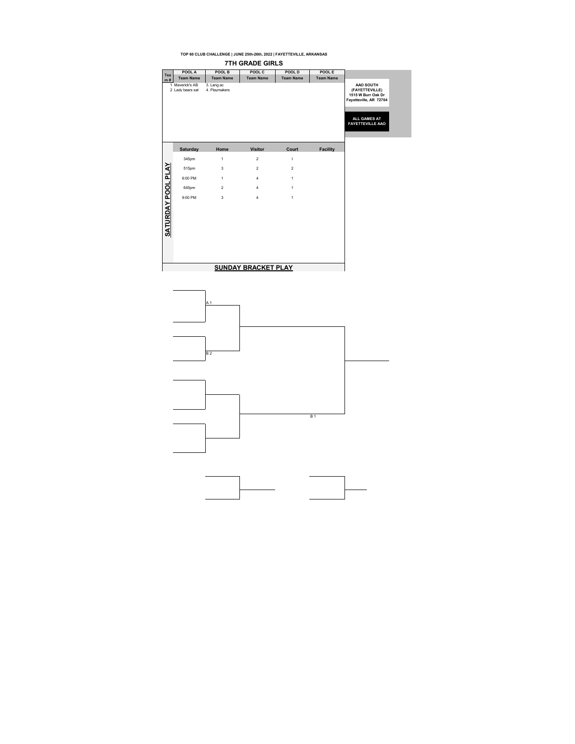**TOP 60 CLUB CHALLENGE | JUNE 25th-26th, 2022 | FAYETTEVILLE, ARKANSAS**

## 7TH GRADE GIRLS

| Team # | POOL A Team Name | POOL B Team Name | POOL C Team Name | POOL D Team Name | POOL E Team Name |
|---|---|---|---|---|---|
| 1 | Maverick's AB | 3. Lang ac | | | |
| 2 | Lady bears sat | 4. Playmakers | | | |

**AAO SOUTH (FAYETTEVILLE)**
**1515 W Burr Oak Dr**
**Fayetteville, AR 72704**

**ALL GAMES AT FAYETTEVILLE AAO**

### SATURDAY POOL PLAY

| Saturday | Home | Visitor | Court | Facility |
|---|---|---|---|---|
| 345pm | 1 | 2 | I | |
| 515pm | 3 | 2 | 2 | |
| 6:00 PM | 1 | 4 | 1 | |
| 645pm | 2 | 4 | 1 | |
| 9:00 PM | 3 | 4 | 1 | |

### SUNDAY BRACKET PLAY

A 1

B 2

B 1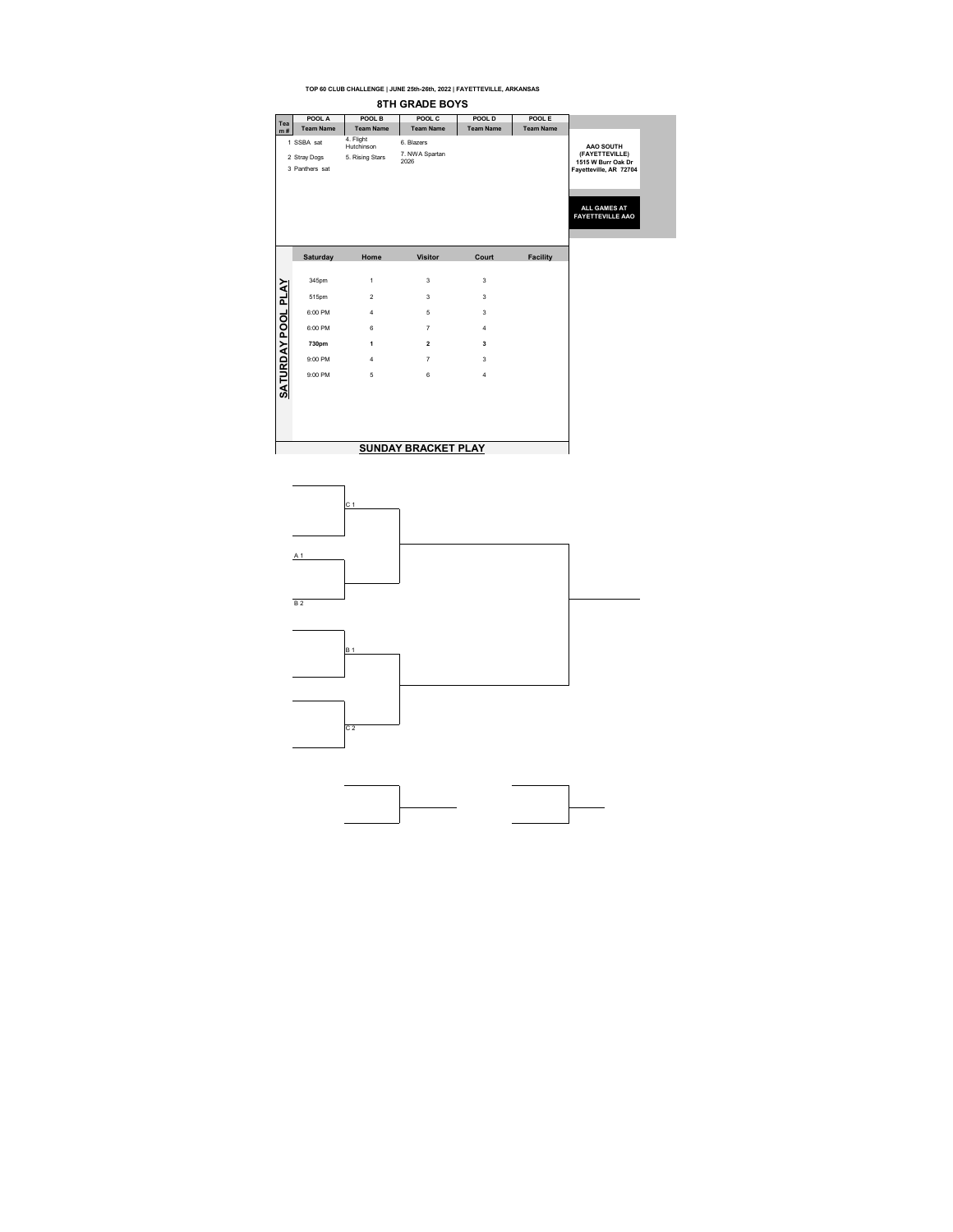TOP 60 CLUB CHALLENGE | JUNE 25th-26th, 2022 | FAYETTEVILLE, ARKANSAS

# 8TH GRADE BOYS

| Team # | POOL A<br>Team Name | POOL B<br>Team Name | POOL C<br>Team Name | POOL D<br>Team Name | POOL E<br>Team Name |
|---|---|---|---|---|---|
| | 1 SSBA sat | 4. Flight Hutchinson | 6. Blazers | | |
| | 2 Stray Dogs | 5. Rising Stars | 7. NWA Spartan 2026 | | |
| | 3 Panthers sat | | | | |

**AAO SOUTH (FAYETTEVILLE)**
**1515 W Burr Oak Dr**
**Fayetteville, AR 72704**

**ALL GAMES AT FAYETTEVILLE AAO**

## SATURDAY POOL PLAY

| Saturday | Home | Visitor | Court | Facility |
|---|---|---|---|---|
| 345pm | 1 | 3 | 3 | |
| 515pm | 2 | 3 | 3 | |
| 6:00 PM | 4 | 5 | 3 | |
| 6:00 PM | 6 | 7 | 4 | |
| **730pm** | **1** | **2** | **3** | |
| 9:00 PM | 4 | 7 | 3 | |
| 9:00 PM | 5 | 6 | 4 | |

## SUNDAY BRACKET PLAY

C 1

A 1

B 2

B 1

C 2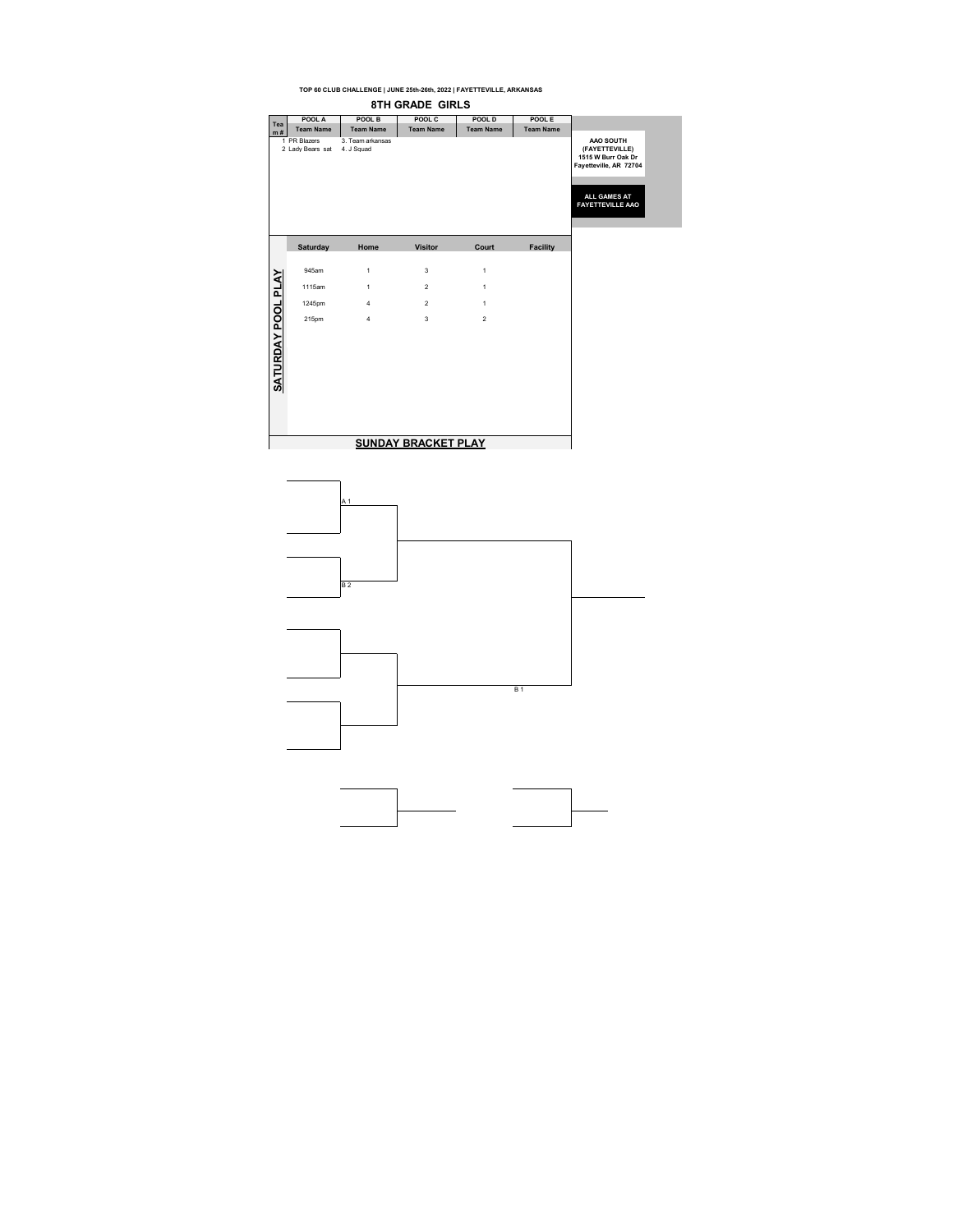TOP 60 CLUB CHALLENGE | JUNE 25th-26th, 2022 | FAYETTEVILLE, ARKANSAS

## 8TH GRADE GIRLS

| Team # | POOL A Team Name | POOL B Team Name | POOL C Team Name | POOL D Team Name | POOL E Team Name |
|---|---|---|---|---|---|
| | 1 PR Blazers | 3. Team arkansas | | | |
| | 2 Lady Bears sat | 4. J Squad | | | |

**AAO SOUTH (FAYETTEVILLE)**
**1515 W Burr Oak Dr**
**Fayetteville, AR 72704**

**ALL GAMES AT FAYETTEVILLE AAO**

### SATURDAY POOL PLAY

| Saturday | Home | Visitor | Court | Facility |
|---|---|---|---|---|
| 945am | 1 | 3 | 1 | |
| 1115am | 1 | 2 | 1 | |
| 1245pm | 4 | 2 | 1 | |
| 215pm | 4 | 3 | 2 | |

### SUNDAY BRACKET PLAY

A 1

B 2

B 1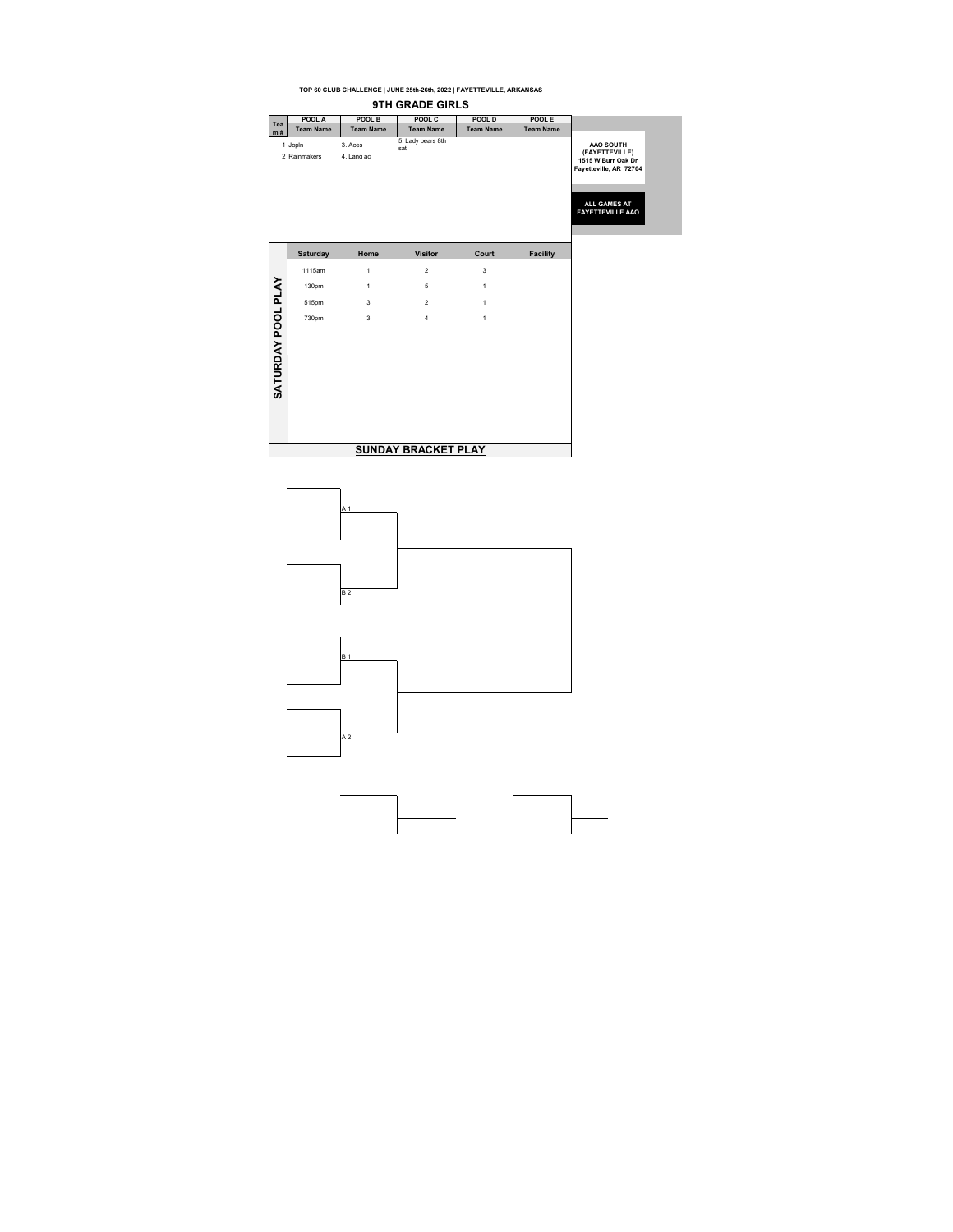TOP 60 CLUB CHALLENGE | JUNE 25th-26th, 2022 | FAYETTEVILLE, ARKANSAS

## 9TH GRADE GIRLS

| Team # | POOL A Team Name | POOL B Team Name | POOL C Team Name | POOL D Team Name | POOL E Team Name |
|---|---|---|---|---|---|
| | 1 Joplin | 3. Aces | 5. Lady bears 8th sat | | |
| | 2 Rainmakers | 4. Lang ac | | | |

**AAO SOUTH (FAYETTEVILLE)**
1515 W Burr Oak Dr
Fayetteville, AR 72704

**ALL GAMES AT FAYETTEVILLE AAO**

### SATURDAY POOL PLAY

| Saturday | Home | Visitor | Court | Facility |
|---|---|---|---|---|
| 1115am | 1 | 2 | 3 | |
| 130pm | 1 | 5 | 1 | |
| 515pm | 3 | 2 | 1 | |
| 730pm | 3 | 4 | 1 | |

### SUNDAY BRACKET PLAY

A 1

B 2

B 1

A 2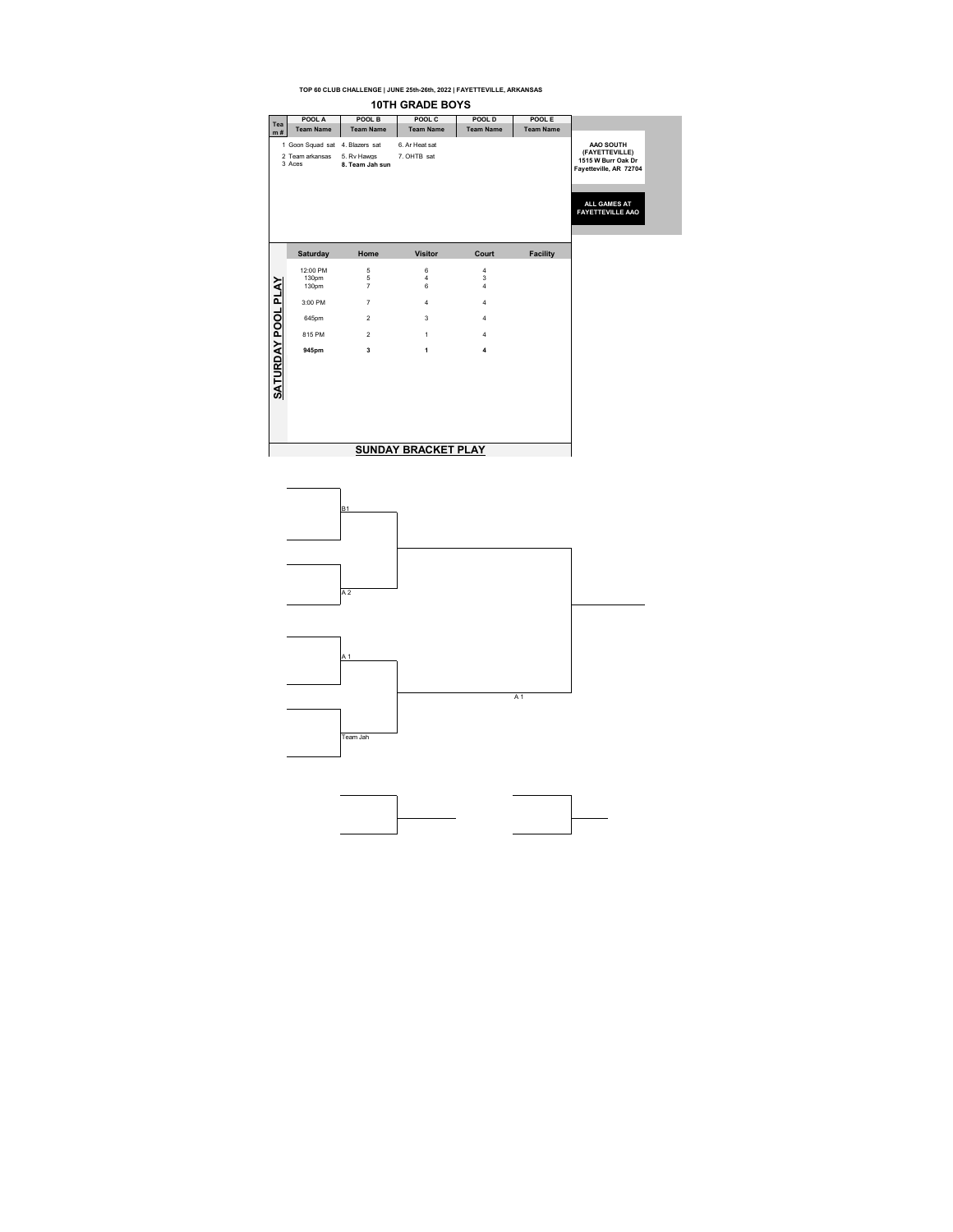**TOP 60 CLUB CHALLENGE | JUNE 25th-26th, 2022 | FAYETTEVILLE, ARKANSAS**

## 10TH GRADE BOYS

| Team # | POOL A Team Name | POOL B Team Name | POOL C Team Name | POOL D Team Name | POOL E Team Name |
|---|---|---|---|---|---|
| | 1 Goon Squad sat | 4. Blazers sat | 6. Ar Heat sat | | |
| | 2 Team arkansas | 5. Rv Hawgs | 7. OHTB sat | | |
| | 3 Aces | **8. Team Jah sun** | | | |

**AAO SOUTH (FAYETTEVILLE)**
**1515 W Burr Oak Dr**
**Fayetteville, AR 72704**

**ALL GAMES AT FAYETTEVILLE AAO**

### SATURDAY POOL PLAY

| Saturday | Home | Visitor | Court | Facility |
|---|---|---|---|---|
| 12:00 PM | 5 | 6 | 4 | |
| 130pm | 5 | 4 | 3 | |
| 130pm | 7 | 6 | 4 | |
| 3:00 PM | 7 | 4 | 4 | |
| 645pm | 2 | 3 | 4 | |
| 815 PM | 2 | 1 | 4 | |
| **945pm** | **3** | **1** | **4** | |

### SUNDAY BRACKET PLAY

B1

A 2

A 1

Team Jah

A 1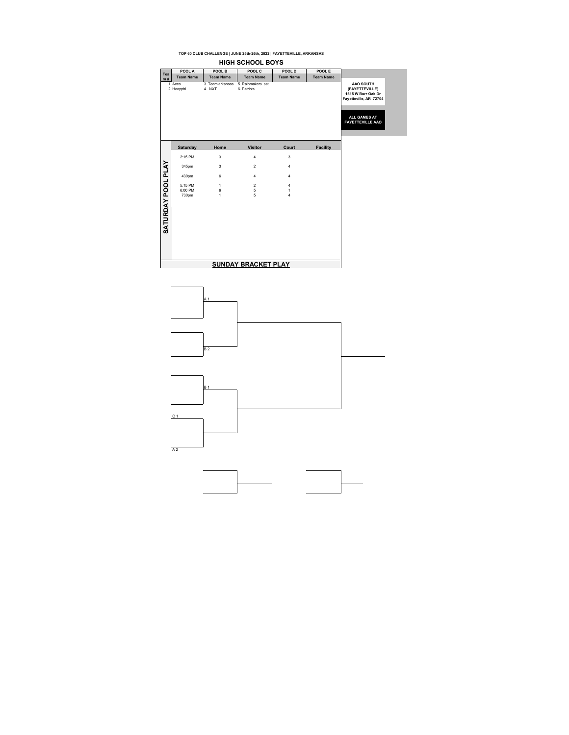**TOP 60 CLUB CHALLENGE | JUNE 25th-26th, 2022 | FAYETTEVILLE, ARKANSAS**

## HIGH SCHOOL BOYS

| Team # | POOL A Team Name | POOL B Team Name | POOL C Team Name | POOL D Team Name | POOL E Team Name |
|---|---|---|---|---|---|
| 1 | Aces | 3. Team arkansas | 5. Rainmakers sat | | |
| 2 | Hoopphi | 4. NXT | 6. Patriots | | |

**AAO SOUTH (FAYETTEVILLE)**
1515 W Burr Oak Dr
Fayetteville, AR 72704

**ALL GAMES AT FAYETTEVILLE AAO**

### SATURDAY POOL PLAY

| Saturday | Home | Visitor | Court | Facility |
|---|---|---|---|---|
| 2:15 PM | 3 | 4 | 3 | |
| 345pm | 3 | 2 | 4 | |
| 430pm | 6 | 4 | 4 | |
| 5:15 PM | 1 | 2 | 4 | |
| 6:00 PM | 6 | 5 | 1 | |
| 730pm | 1 | 5 | 4 | |

### SUNDAY BRACKET PLAY

A 1

B 2

B 1

C 1

A 2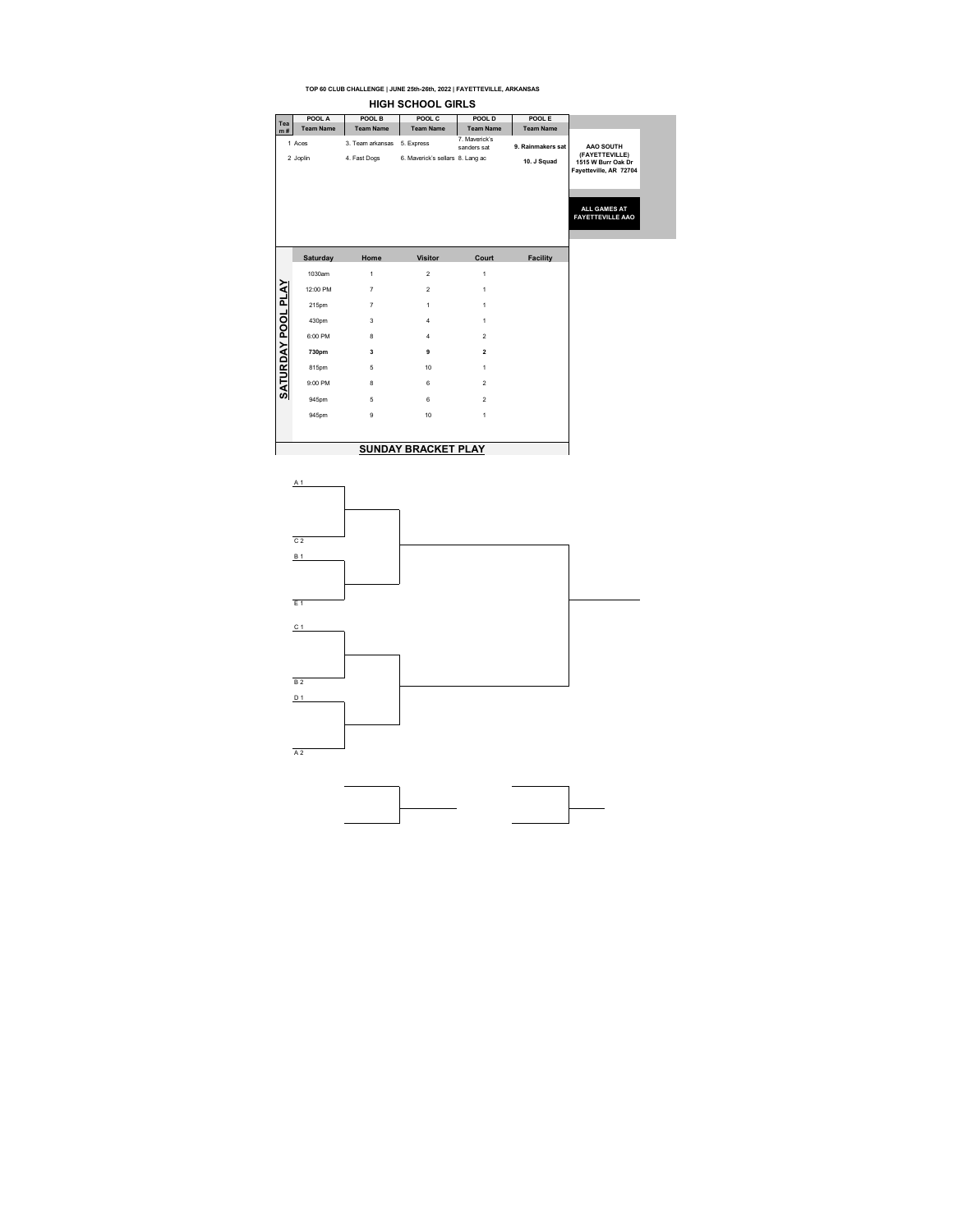TOP 60 CLUB CHALLENGE | JUNE 25th-26th, 2022 | FAYETTEVILLE, ARKANSAS

## HIGH SCHOOL GIRLS

| Team # | POOL A Team Name | POOL B Team Name | POOL C Team Name | POOL D Team Name | POOL E Team Name |
|---|---|---|---|---|---|
| | 1 Aces | 3. Team arkansas | 5. Express | 7. Maverick's sanders sat | **9. Rainmakers sat** |
| | 2 Joplin | 4. Fast Dogs | 6. Maverick's sellars | 8. Lang ac | **10. J Squad** |

**AAO SOUTH (FAYETTEVILLE)**
**1515 W Burr Oak Dr**
**Fayetteville, AR 72704**

**ALL GAMES AT FAYETTEVILLE AAO**

### SATURDAY POOL PLAY

| Saturday | Home | Visitor | Court | Facility |
|---|---|---|---|---|
| 1030am | 1 | 2 | 1 | |
| 12:00 PM | 7 | 2 | 1 | |
| 215pm | 7 | 1 | 1 | |
| 430pm | 3 | 4 | 1 | |
| 6:00 PM | 8 | 4 | 2 | |
| **730pm** | **3** | **9** | **2** | |
| 815pm | 5 | 10 | 1 | |
| 9:00 PM | 8 | 6 | 2 | |
| 945pm | 5 | 6 | 2 | |
| 945pm | 9 | 10 | 1 | |

### SUNDAY BRACKET PLAY

A 1

C 2

B 1

E 1

C 1

B 2

D 1

A 2